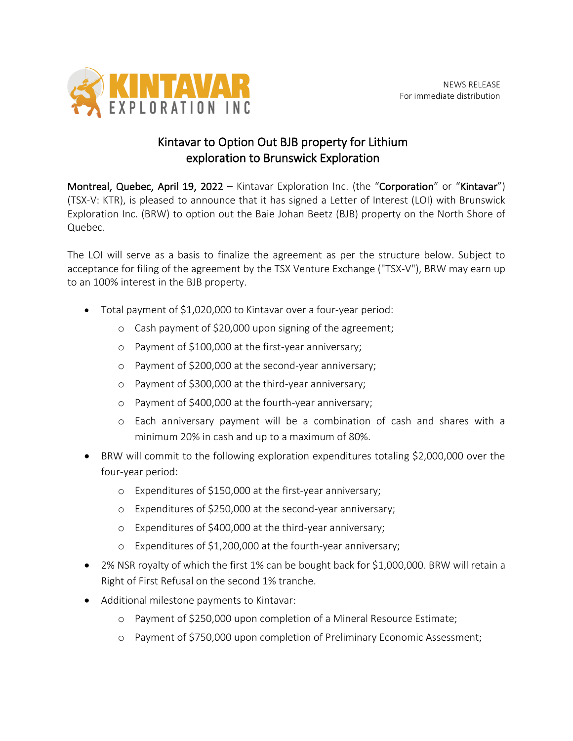NEWS RELEASE
For immediate distribution

# Kintavar to Option Out BJB property for Lithium exploration to Brunswick Exploration

**Montreal, Quebec, April 19, 2022** – Kintavar Exploration Inc. (the "**Corporation**" or "**Kintavar**") (TSX-V: KTR), is pleased to announce that it has signed a Letter of Interest (LOI) with Brunswick Exploration Inc. (BRW) to option out the Baie Johan Beetz (BJB) property on the North Shore of Quebec.

The LOI will serve as a basis to finalize the agreement as per the structure below. Subject to acceptance for filing of the agreement by the TSX Venture Exchange ("TSX-V"), BRW may earn up to an 100% interest in the BJB property.

- Total payment of $1,020,000 to Kintavar over a four-year period:
  - Cash payment of $20,000 upon signing of the agreement;
  - Payment of $100,000 at the first-year anniversary;
  - Payment of $200,000 at the second-year anniversary;
  - Payment of $300,000 at the third-year anniversary;
  - Payment of $400,000 at the fourth-year anniversary;
  - Each anniversary payment will be a combination of cash and shares with a minimum 20% in cash and up to a maximum of 80%.
- BRW will commit to the following exploration expenditures totaling $2,000,000 over the four-year period:
  - Expenditures of $150,000 at the first-year anniversary;
  - Expenditures of $250,000 at the second-year anniversary;
  - Expenditures of $400,000 at the third-year anniversary;
  - Expenditures of $1,200,000 at the fourth-year anniversary;
- 2% NSR royalty of which the first 1% can be bought back for $1,000,000. BRW will retain a Right of First Refusal on the second 1% tranche.
- Additional milestone payments to Kintavar:
  - Payment of $250,000 upon completion of a Mineral Resource Estimate;
  - Payment of $750,000 upon completion of Preliminary Economic Assessment;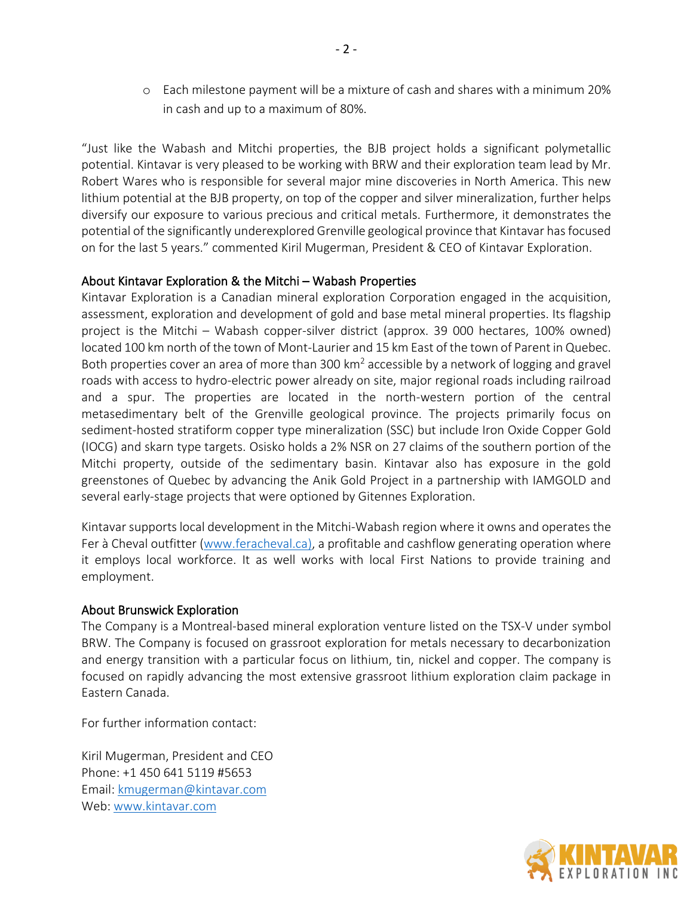- Each milestone payment will be a mixture of cash and shares with a minimum 20% in cash and up to a maximum of 80%.

"Just like the Wabash and Mitchi properties, the BJB project holds a significant polymetallic potential. Kintavar is very pleased to be working with BRW and their exploration team lead by Mr. Robert Wares who is responsible for several major mine discoveries in North America. This new lithium potential at the BJB property, on top of the copper and silver mineralization, further helps diversify our exposure to various precious and critical metals. Furthermore, it demonstrates the potential of the significantly underexplored Grenville geological province that Kintavar has focused on for the last 5 years." commented Kiril Mugerman, President & CEO of Kintavar Exploration.

## About Kintavar Exploration & the Mitchi – Wabash Properties

Kintavar Exploration is a Canadian mineral exploration Corporation engaged in the acquisition, assessment, exploration and development of gold and base metal mineral properties. Its flagship project is the Mitchi – Wabash copper-silver district (approx. 39 000 hectares, 100% owned) located 100 km north of the town of Mont-Laurier and 15 km East of the town of Parent in Quebec. Both properties cover an area of more than 300 km$^2$ accessible by a network of logging and gravel roads with access to hydro-electric power already on site, major regional roads including railroad and a spur. The properties are located in the north-western portion of the central metasedimentary belt of the Grenville geological province. The projects primarily focus on sediment-hosted stratiform copper type mineralization (SSC) but include Iron Oxide Copper Gold (IOCG) and skarn type targets. Osisko holds a 2% NSR on 27 claims of the southern portion of the Mitchi property, outside of the sedimentary basin. Kintavar also has exposure in the gold greenstones of Quebec by advancing the Anik Gold Project in a partnership with IAMGOLD and several early-stage projects that were optioned by Gitennes Exploration.

Kintavar supports local development in the Mitchi-Wabash region where it owns and operates the Fer à Cheval outfitter (www.feracheval.ca), a profitable and cashflow generating operation where it employs local workforce. It as well works with local First Nations to provide training and employment.

## About Brunswick Exploration

The Company is a Montreal-based mineral exploration venture listed on the TSX-V under symbol BRW. The Company is focused on grassroot exploration for metals necessary to decarbonization and energy transition with a particular focus on lithium, tin, nickel and copper. The company is focused on rapidly advancing the most extensive grassroot lithium exploration claim package in Eastern Canada.

For further information contact:

Kiril Mugerman, President and CEO
Phone: +1 450 641 5119 #5653
Email: kmugerman@kintavar.com
Web: www.kintavar.com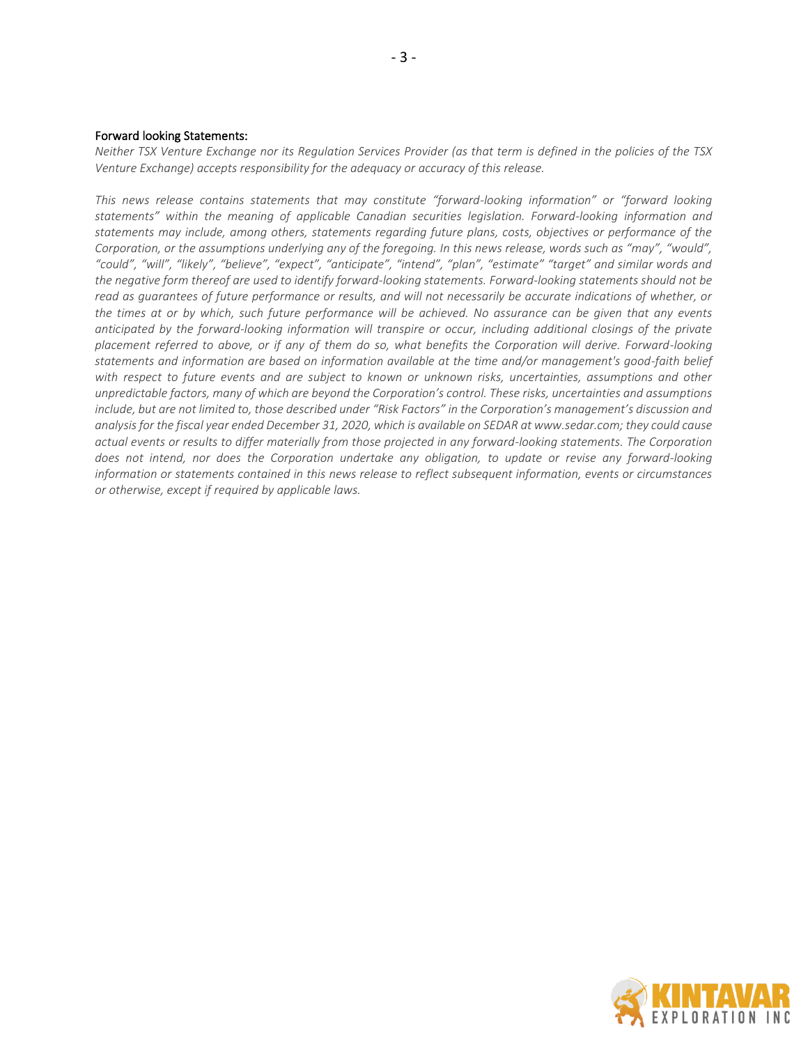Forward looking Statements:

*Neither TSX Venture Exchange nor its Regulation Services Provider (as that term is defined in the policies of the TSX Venture Exchange) accepts responsibility for the adequacy or accuracy of this release.*

*This news release contains statements that may constitute "forward-looking information" or "forward looking statements" within the meaning of applicable Canadian securities legislation. Forward-looking information and statements may include, among others, statements regarding future plans, costs, objectives or performance of the Corporation, or the assumptions underlying any of the foregoing. In this news release, words such as "may", "would", "could", "will", "likely", "believe", "expect", "anticipate", "intend", "plan", "estimate" "target" and similar words and the negative form thereof are used to identify forward-looking statements. Forward-looking statements should not be read as guarantees of future performance or results, and will not necessarily be accurate indications of whether, or the times at or by which, such future performance will be achieved. No assurance can be given that any events anticipated by the forward-looking information will transpire or occur, including additional closings of the private placement referred to above, or if any of them do so, what benefits the Corporation will derive. Forward-looking statements and information are based on information available at the time and/or management's good-faith belief with respect to future events and are subject to known or unknown risks, uncertainties, assumptions and other unpredictable factors, many of which are beyond the Corporation's control. These risks, uncertainties and assumptions include, but are not limited to, those described under "Risk Factors" in the Corporation's management's discussion and analysis for the fiscal year ended December 31, 2020, which is available on SEDAR at www.sedar.com; they could cause actual events or results to differ materially from those projected in any forward-looking statements. The Corporation does not intend, nor does the Corporation undertake any obligation, to update or revise any forward-looking information or statements contained in this news release to reflect subsequent information, events or circumstances or otherwise, except if required by applicable laws.*